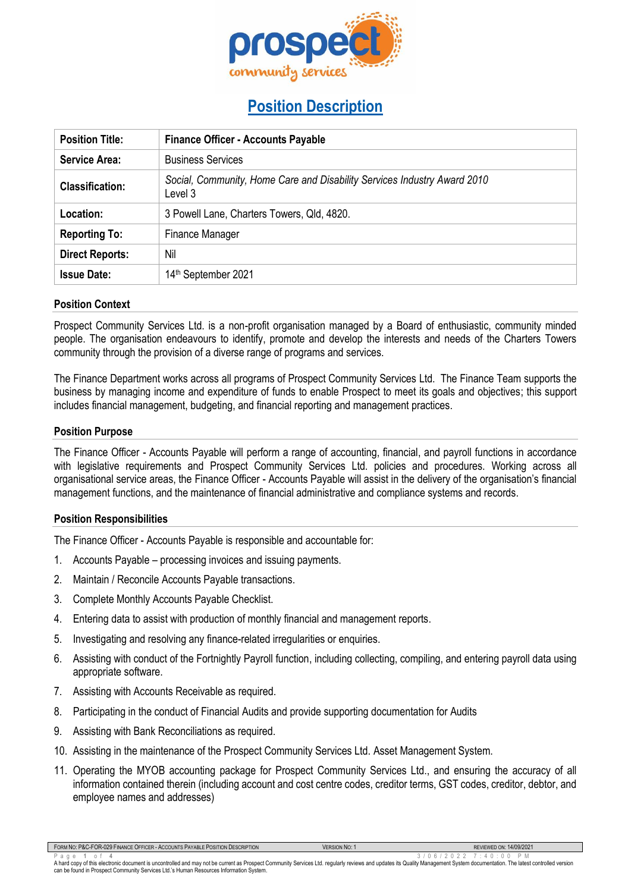# Position Description

| Position Title: | Finance Officer - Accounts Payable |
|---|---|
| Service Area: | Business Services |
| Classification: | *Social, Community, Home Care and Disability Services Industry Award 2010* Level 3 |
| Location: | 3 Powell Lane, Charters Towers, Qld, 4820. |
| Reporting To: | Finance Manager |
| Direct Reports: | Nil |
| Issue Date: | 14th September 2021 |

## Position Context

Prospect Community Services Ltd. is a non-profit organisation managed by a Board of enthusiastic, community minded people. The organisation endeavours to identify, promote and develop the interests and needs of the Charters Towers community through the provision of a diverse range of programs and services.

The Finance Department works across all programs of Prospect Community Services Ltd. The Finance Team supports the business by managing income and expenditure of funds to enable Prospect to meet its goals and objectives; this support includes financial management, budgeting, and financial reporting and management practices.

## Position Purpose

The Finance Officer - Accounts Payable will perform a range of accounting, financial, and payroll functions in accordance with legislative requirements and Prospect Community Services Ltd. policies and procedures. Working across all organisational service areas, the Finance Officer - Accounts Payable will assist in the delivery of the organisation's financial management functions, and the maintenance of financial administrative and compliance systems and records.

## Position Responsibilities

The Finance Officer - Accounts Payable is responsible and accountable for:

1. Accounts Payable – processing invoices and issuing payments.
2. Maintain / Reconcile Accounts Payable transactions.
3. Complete Monthly Accounts Payable Checklist.
4. Entering data to assist with production of monthly financial and management reports.
5. Investigating and resolving any finance-related irregularities or enquiries.
6. Assisting with conduct of the Fortnightly Payroll function, including collecting, compiling, and entering payroll data using appropriate software.
7. Assisting with Accounts Receivable as required.
8. Participating in the conduct of Financial Audits and provide supporting documentation for Audits
9. Assisting with Bank Reconciliations as required.
10. Assisting in the maintenance of the Prospect Community Services Ltd. Asset Management System.
11. Operating the MYOB accounting package for Prospect Community Services Ltd., and ensuring the accuracy of all information contained therein (including account and cost centre codes, creditor terms, GST codes, creditor, debtor, and employee names and addresses)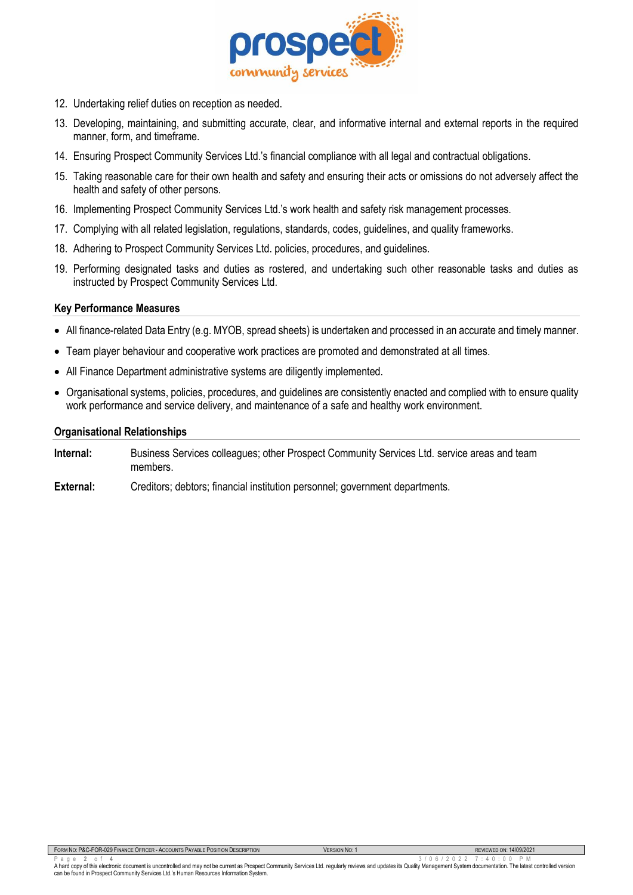12. Undertaking relief duties on reception as needed.
13. Developing, maintaining, and submitting accurate, clear, and informative internal and external reports in the required manner, form, and timeframe.
14. Ensuring Prospect Community Services Ltd.'s financial compliance with all legal and contractual obligations.
15. Taking reasonable care for their own health and safety and ensuring their acts or omissions do not adversely affect the health and safety of other persons.
16. Implementing Prospect Community Services Ltd.'s work health and safety risk management processes.
17. Complying with all related legislation, regulations, standards, codes, guidelines, and quality frameworks.
18. Adhering to Prospect Community Services Ltd. policies, procedures, and guidelines.
19. Performing designated tasks and duties as rostered, and undertaking such other reasonable tasks and duties as instructed by Prospect Community Services Ltd.

### Key Performance Measures

- All finance-related Data Entry (e.g. MYOB, spread sheets) is undertaken and processed in an accurate and timely manner.
- Team player behaviour and cooperative work practices are promoted and demonstrated at all times.
- All Finance Department administrative systems are diligently implemented.
- Organisational systems, policies, procedures, and guidelines are consistently enacted and complied with to ensure quality work performance and service delivery, and maintenance of a safe and healthy work environment.

### Organisational Relationships

**Internal:** Business Services colleagues; other Prospect Community Services Ltd. service areas and team members.

**External:** Creditors; debtors; financial institution personnel; government departments.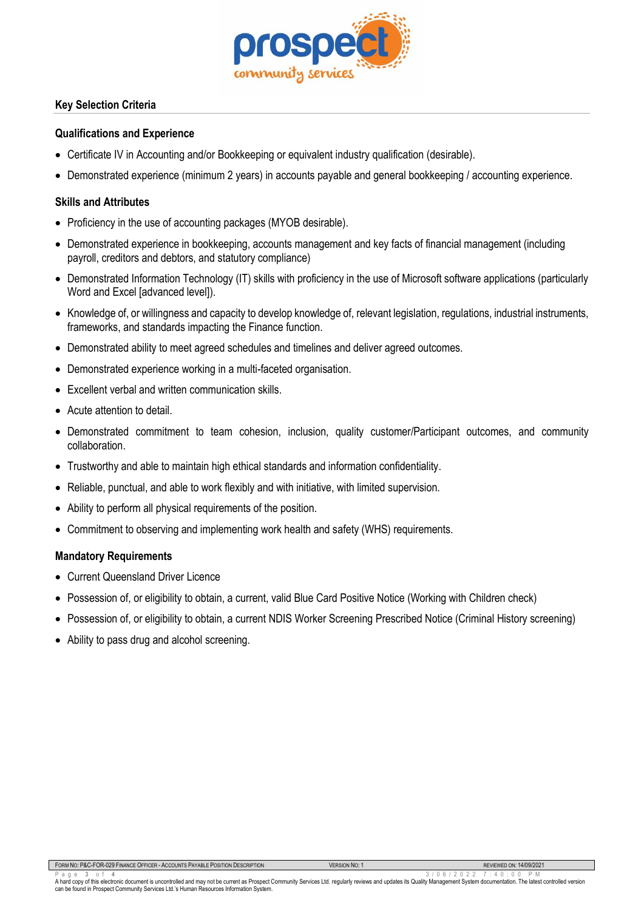## Key Selection Criteria

### Qualifications and Experience

- Certificate IV in Accounting and/or Bookkeeping or equivalent industry qualification (desirable).
- Demonstrated experience (minimum 2 years) in accounts payable and general bookkeeping / accounting experience.

### Skills and Attributes

- Proficiency in the use of accounting packages (MYOB desirable).
- Demonstrated experience in bookkeeping, accounts management and key facts of financial management (including payroll, creditors and debtors, and statutory compliance)
- Demonstrated Information Technology (IT) skills with proficiency in the use of Microsoft software applications (particularly Word and Excel [advanced level]).
- Knowledge of, or willingness and capacity to develop knowledge of, relevant legislation, regulations, industrial instruments, frameworks, and standards impacting the Finance function.
- Demonstrated ability to meet agreed schedules and timelines and deliver agreed outcomes.
- Demonstrated experience working in a multi-faceted organisation.
- Excellent verbal and written communication skills.
- Acute attention to detail.
- Demonstrated commitment to team cohesion, inclusion, quality customer/Participant outcomes, and community collaboration.
- Trustworthy and able to maintain high ethical standards and information confidentiality.
- Reliable, punctual, and able to work flexibly and with initiative, with limited supervision.
- Ability to perform all physical requirements of the position.
- Commitment to observing and implementing work health and safety (WHS) requirements.

### Mandatory Requirements

- Current Queensland Driver Licence
- Possession of, or eligibility to obtain, a current, valid Blue Card Positive Notice (Working with Children check)
- Possession of, or eligibility to obtain, a current NDIS Worker Screening Prescribed Notice (Criminal History screening)
- Ability to pass drug and alcohol screening.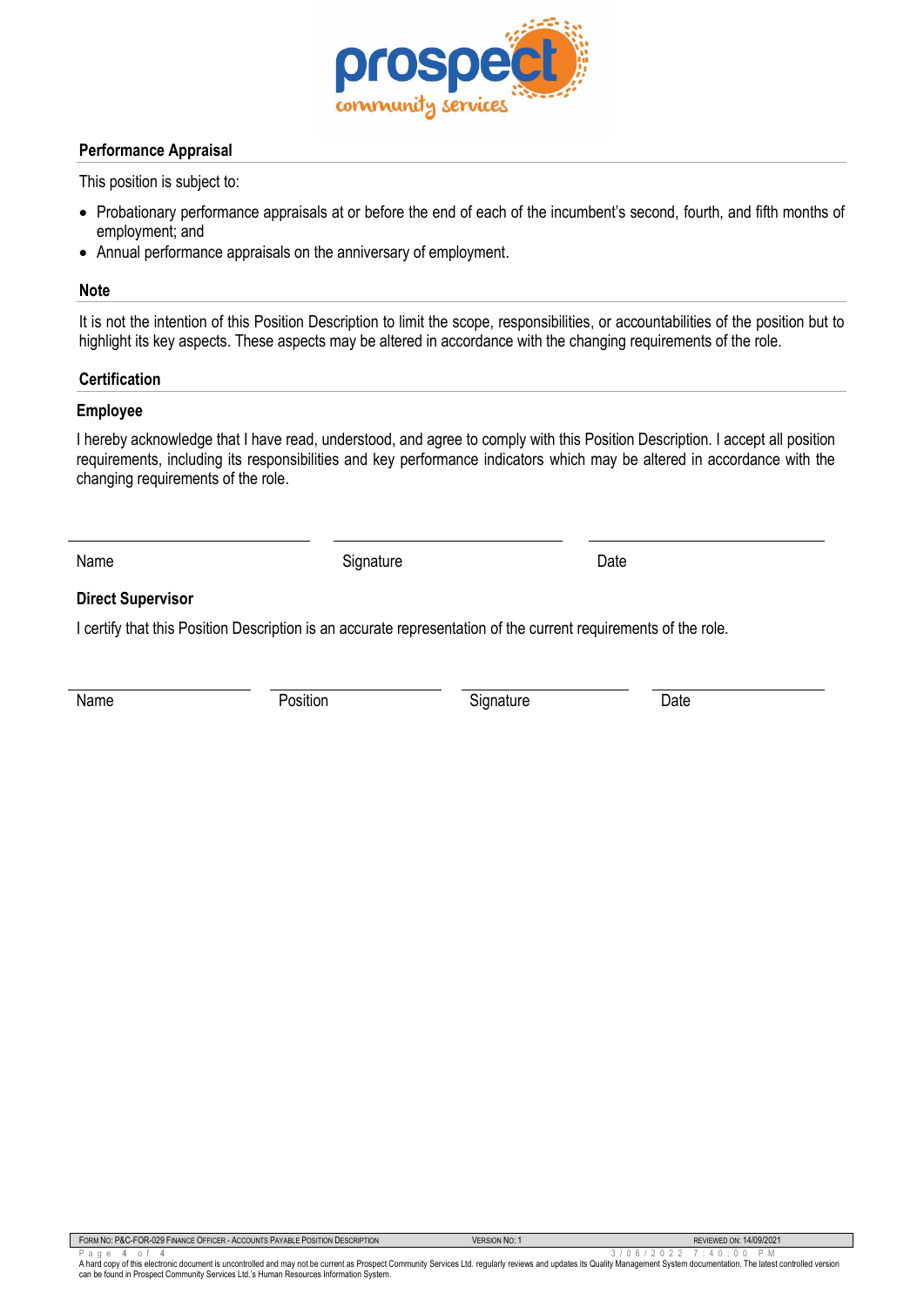## Performance Appraisal

This position is subject to:

- Probationary performance appraisals at or before the end of each of the incumbent's second, fourth, and fifth months of employment; and
- Annual performance appraisals on the anniversary of employment.

## Note

It is not the intention of this Position Description to limit the scope, responsibilities, or accountabilities of the position but to highlight its key aspects. These aspects may be altered in accordance with the changing requirements of the role.

## Certification

### Employee

I hereby acknowledge that I have read, understood, and agree to comply with this Position Description. I accept all position requirements, including its responsibilities and key performance indicators which may be altered in accordance with the changing requirements of the role.

| | | |
|---|---|---|
| Name | Signature | Date |

### Direct Supervisor

I certify that this Position Description is an accurate representation of the current requirements of the role.

| | | | |
|---|---|---|---|
| Name | Position | Signature | Date |